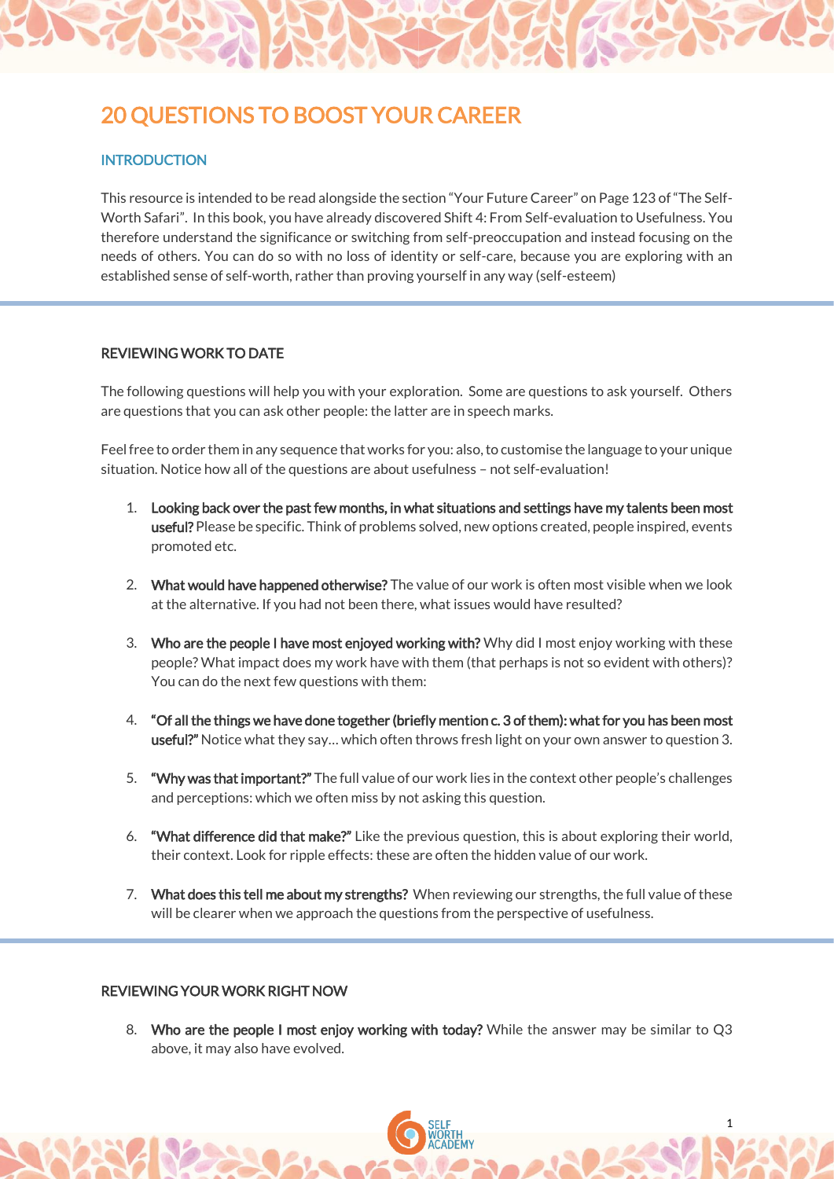# 20 QUESTIONS TO BOOST YOUR CAREER

## INTRODUCTION

This resource is intended to be read alongside the section "Your Future Career" on Page 123 of "The Self-Worth Safari". In this book, you have already discovered Shift 4: From Self-evaluation to Usefulness. You therefore understand the significance or switching from self-preoccupation and instead focusing on the needs of others. You can do so with no loss of identity or self-care, because you are exploring with an established sense of self-worth, rather than proving yourself in any way (self-esteem)

## REVIEWING WORK TO DATE

The following questions will help you with your exploration. Some are questions to ask yourself. Others are questions that you can ask other people: the latter are in speech marks.

Feel free to order them in any sequence that works for you: also, to customise the language to your unique situation. Notice how all of the questions are about usefulness – not self-evaluation!

1. **Looking back over the past few months, in what situations and settings have my talents been most useful?** Please be specific. Think of problems solved, new options created, people inspired, events promoted etc.

2. **What would have happened otherwise?** The value of our work is often most visible when we look at the alternative. If you had not been there, what issues would have resulted?

3. **Who are the people I have most enjoyed working with?** Why did I most enjoy working with these people? What impact does my work have with them (that perhaps is not so evident with others)? You can do the next few questions with them:

4. **"Of all the things we have done together (briefly mention c. 3 of them): what for you has been most useful?"** Notice what they say… which often throws fresh light on your own answer to question 3.

5. **"Why was that important?"** The full value of our work lies in the context other people's challenges and perceptions: which we often miss by not asking this question.

6. **"What difference did that make?"** Like the previous question, this is about exploring their world, their context. Look for ripple effects: these are often the hidden value of our work.

7. **What does this tell me about my strengths?** When reviewing our strengths, the full value of these will be clearer when we approach the questions from the perspective of usefulness.

## REVIEWING YOUR WORK RIGHT NOW

8. **Who are the people I most enjoy working with today?** While the answer may be similar to Q3 above, it may also have evolved.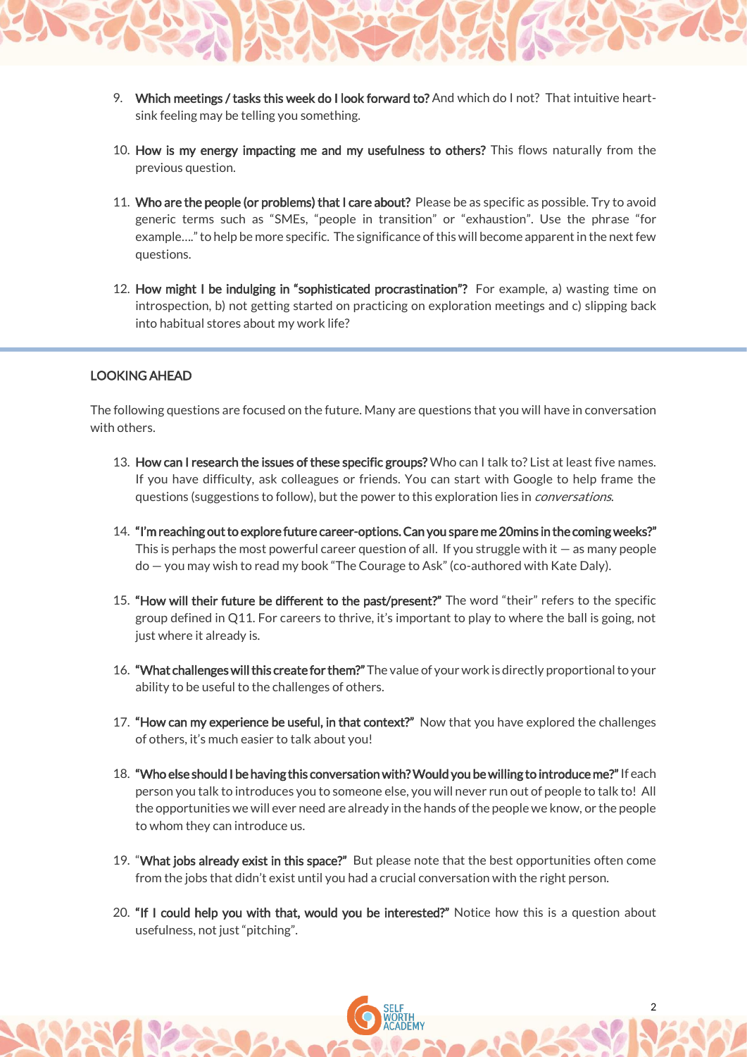9. **Which meetings / tasks this week do I look forward to?** And which do I not? That intuitive heart-sink feeling may be telling you something.

10. **How is my energy impacting me and my usefulness to others?** This flows naturally from the previous question.

11. **Who are the people (or problems) that I care about?** Please be as specific as possible. Try to avoid generic terms such as "SMEs, "people in transition" or "exhaustion". Use the phrase "for example…." to help be more specific. The significance of this will become apparent in the next few questions.

12. **How might I be indulging in "sophisticated procrastination"?** For example, a) wasting time on introspection, b) not getting started on practicing on exploration meetings and c) slipping back into habitual stores about my work life?

## LOOKING AHEAD

The following questions are focused on the future. Many are questions that you will have in conversation with others.

13. **How can I research the issues of these specific groups?** Who can I talk to? List at least five names. If you have difficulty, ask colleagues or friends. You can start with Google to help frame the questions (suggestions to follow), but the power to this exploration lies in *conversations*.

14. **"I'm reaching out to explore future career-options. Can you spare me 20mins in the coming weeks?"** This is perhaps the most powerful career question of all. If you struggle with it — as many people do — you may wish to read my book "The Courage to Ask" (co-authored with Kate Daly).

15. **"How will their future be different to the past/present?"** The word "their" refers to the specific group defined in Q11. For careers to thrive, it's important to play to where the ball is going, not just where it already is.

16. **"What challenges will this create for them?"** The value of your work is directly proportional to your ability to be useful to the challenges of others.

17. **"How can my experience be useful, in that context?"** Now that you have explored the challenges of others, it's much easier to talk about you!

18. **"Who else should I be having this conversation with? Would you be willing to introduce me?"** If each person you talk to introduces you to someone else, you will never run out of people to talk to! All the opportunities we will ever need are already in the hands of the people we know, or the people to whom they can introduce us.

19. "**What jobs already exist in this space?"** But please note that the best opportunities often come from the jobs that didn't exist until you had a crucial conversation with the right person.

20. **"If I could help you with that, would you be interested?"** Notice how this is a question about usefulness, not just "pitching".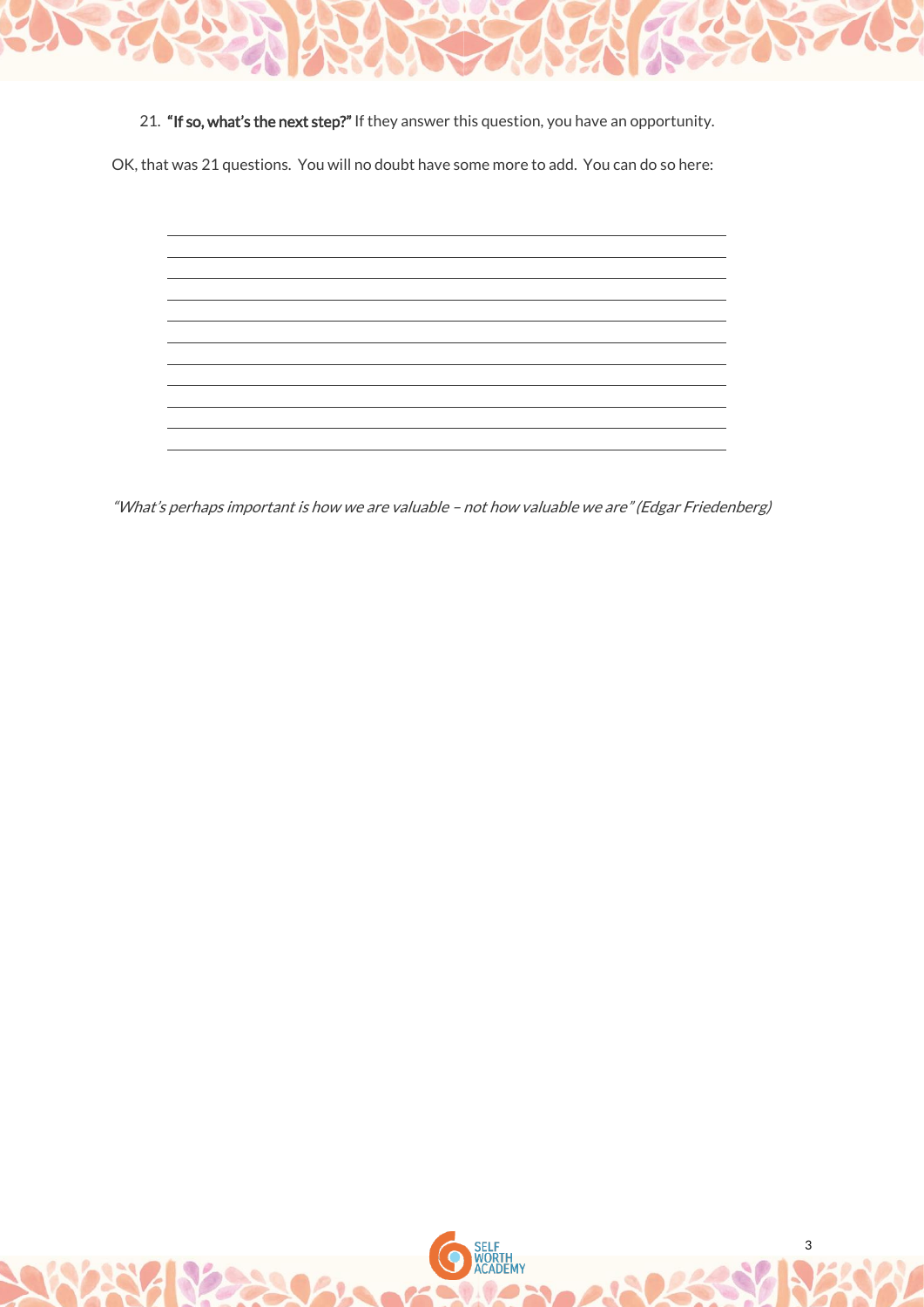21. **"If so, what's the next step?"** If they answer this question, you have an opportunity.

OK, that was 21 questions. You will no doubt have some more to add. You can do so here:

*"What's perhaps important is how we are valuable – not how valuable we are" (Edgar Friedenberg)*